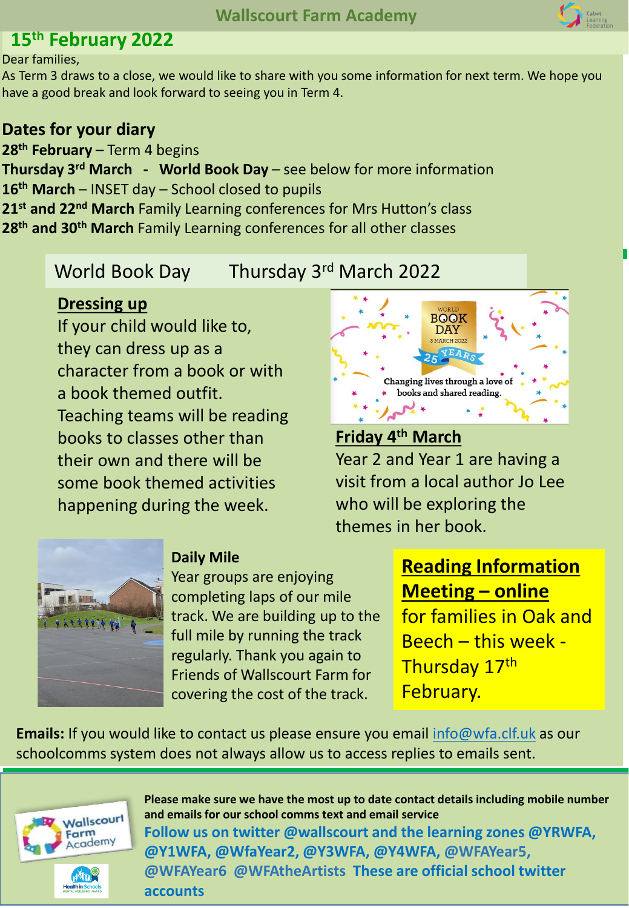# Wallscourt Farm Academy

## 15th February 2022

Dear families,

As Term 3 draws to a close, we would like to share with you some information for next term. We hope you have a good break and look forward to seeing you in Term 4.

## Dates for your diary

**28th February** – Term 4 begins

**Thursday 3rd March - World Book Day** – see below for more information

**16th March** – INSET day – School closed to pupils

**21st and 22nd March** Family Learning conferences for Mrs Hutton's class

**28th and 30th March** Family Learning conferences for all other classes

## World Book Day Thursday 3rd March 2022

### Dressing up

If your child would like to, they can dress up as a character from a book or with a book themed outfit. Teaching teams will be reading books to classes other than their own and there will be some book themed activities happening during the week.

### Friday 4th March

Year 2 and Year 1 are having a visit from a local author Jo Lee who will be exploring the themes in her book.

### Daily Mile

Year groups are enjoying completing laps of our mile track. We are building up to the full mile by running the track regularly. Thank you again to Friends of Wallscourt Farm for covering the cost of the track.

### Reading Information Meeting – online

for families in Oak and Beech – this week - Thursday 17th February.

**Emails:** If you would like to contact us please ensure you email info@wfa.clf.uk as our schoolcomms system does not always allow us to access replies to emails sent.

**Please make sure we have the most up to date contact details including mobile number and emails for our school comms text and email service**

**Follow us on twitter @wallscourt and the learning zones @YRWFA, @Y1WFA, @WfaYear2, @Y3WFA, @Y4WFA, @WFAYear5, @WFAYear6 @WFAtheArtists These are official school twitter accounts**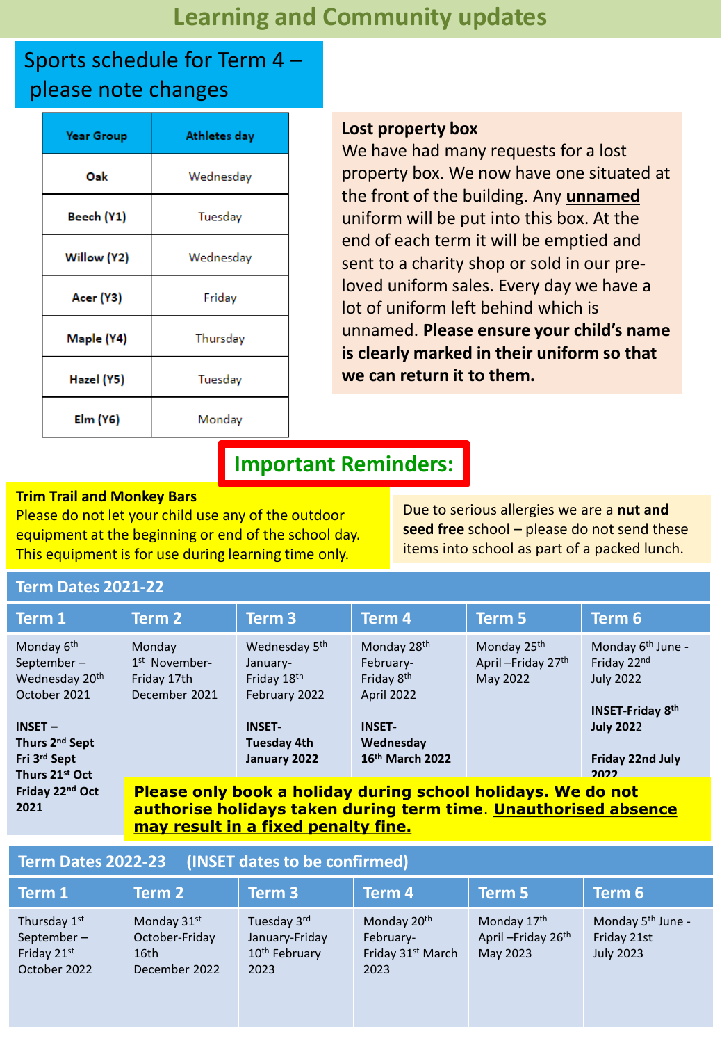# Learning and Community updates

## Sports schedule for Term 4 – please note changes

| Year Group | Athletes day |
|---|---|
| Oak | Wednesday |
| Beech (Y1) | Tuesday |
| Willow (Y2) | Wednesday |
| Acer (Y3) | Friday |
| Maple (Y4) | Thursday |
| Hazel (Y5) | Tuesday |
| Elm (Y6) | Monday |

### Lost property box

We have had many requests for a lost property box. We now have one situated at the front of the building. Any **unnamed** uniform will be put into this box. At the end of each term it will be emptied and sent to a charity shop or sold in our pre-loved uniform sales. Every day we have a lot of uniform left behind which is unnamed. **Please ensure your child's name is clearly marked in their uniform so that we can return it to them.**

## Important Reminders:

**Trim Trail and Monkey Bars**
Please do not let your child use any of the outdoor equipment at the beginning or end of the school day. This equipment is for use during learning time only.

Due to serious allergies we are a **nut and seed free** school – please do not send these items into school as part of a packed lunch.

## Term Dates 2021-22

| Term 1 | Term 2 | Term 3 | Term 4 | Term 5 | Term 6 |
|---|---|---|---|---|---|
| Monday 6th September – Wednesday 20th October 2021<br><br>**INSET – Thurs 2nd Sept Fri 3rd Sept Thurs 21st Oct Friday 22nd Oct 2021** | Monday 1st November-Friday 17th December 2021 | Wednesday 5th January-Friday 18th February 2022<br><br>**INSET- Tuesday 4th January 2022** | Monday 28th February-Friday 8th April 2022<br><br>**INSET- Wednesday 16th March 2022** | Monday 25th April –Friday 27th May 2022 | Monday 6th June - Friday 22nd July 2022<br><br>**INSET-Friday 8th July 2022**<br><br>**Friday 22nd July 2022** |

**Please only book a holiday during school holidays. We do not authorise holidays taken during term time. Unauthorised absence may result in a fixed penalty fine.**

## Term Dates 2022-23 (INSET dates to be confirmed)

| Term 1 | Term 2 | Term 3 | Term 4 | Term 5 | Term 6 |
|---|---|---|---|---|---|
| Thursday 1st September – Friday 21st October 2022 | Monday 31st October-Friday 16th December 2022 | Tuesday 3rd January-Friday 10th February 2023 | Monday 20th February-Friday 31st March 2023 | Monday 17th April –Friday 26th May 2023 | Monday 5th June - Friday 21st July 2023 |